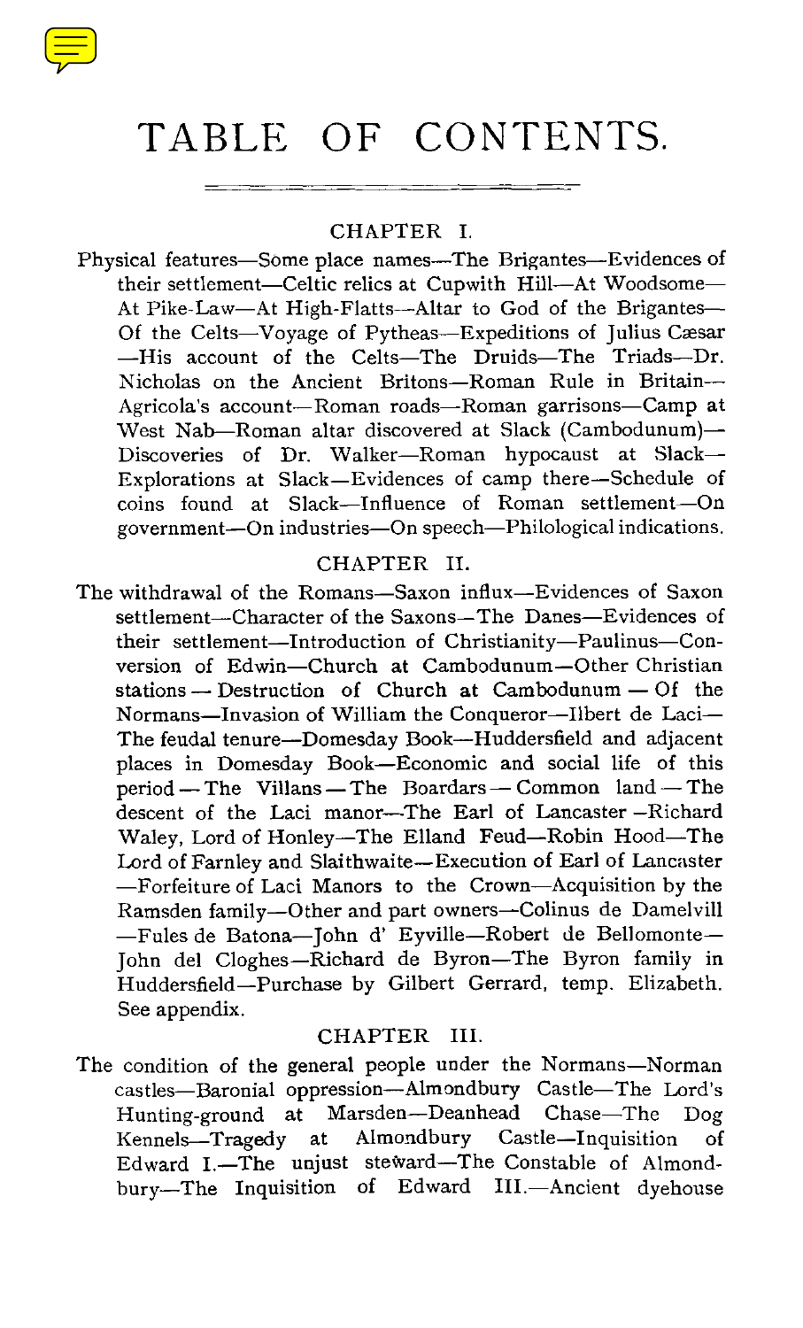# TABLE OF CONTENTS.

## CHAPTER I.

Physical features—Some place names—The Brigantes—Evidences of their settlement—Celtic relics at Cupwith Hill—At Woodsome—At Pike-Law—At High-Flatts—Altar to God of the Brigantes—Of the Celts—Voyage of Pytheas—Expeditions of Julius Cæsar—His account of the Celts—The Druids—The Triads—Dr. Nicholas on the Ancient Britons—Roman Rule in Britain—Agricola's account—Roman roads—Roman garrisons—Camp at West Nab—Roman altar discovered at Slack (Cambodunum)—Discoveries of Dr. Walker—Roman hypocaust at Slack—Explorations at Slack—Evidences of camp there—Schedule of coins found at Slack—Influence of Roman settlement—On government—On industries—On speech—Philological indications.

## CHAPTER II.

The withdrawal of the Romans—Saxon influx—Evidences of Saxon settlement—Character of the Saxons—The Danes—Evidences of their settlement—Introduction of Christianity—Paulinus—Conversion of Edwin—Church at Cambodunum—Other Christian stations — Destruction of Church at Cambodunum — Of the Normans—Invasion of William the Conqueror—Ilbert de Laci—The feudal tenure—Domesday Book—Huddersfield and adjacent places in Domesday Book—Economic and social life of this period — The Villans — The Boardars — Common land — The descent of the Laci manor—The Earl of Lancaster —Richard Waley, Lord of Honley—The Elland Feud—Robin Hood—The Lord of Farnley and Slaithwaite—Execution of Earl of Lancaster—Forfeiture of Laci Manors to the Crown—Acquisition by the Ramsden family—Other and part owners—Colinus de Damelvill—Fules de Batona—John d' Eyville—Robert de Bellomonte—John del Cloghes—Richard de Byron—The Byron family in Huddersfield—Purchase by Gilbert Gerrard, temp. Elizabeth. See appendix.

## CHAPTER III.

The condition of the general people under the Normans—Norman castles—Baronial oppression—Almondbury Castle—The Lord's Hunting-ground at Marsden—Deanhead Chase—The Dog Kennels—Tragedy at Almondbury Castle—Inquisition of Edward I.—The unjust steward—The Constable of Almondbury—The Inquisition of Edward III.—Ancient dyehouse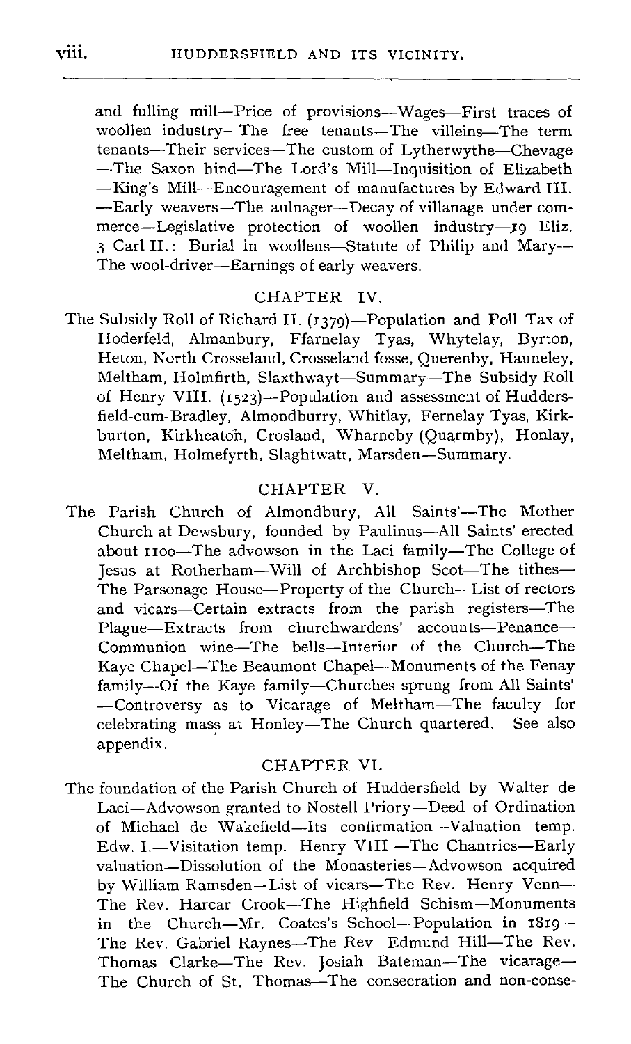and fulling mill—Price of provisions—Wages—First traces of woollen industry– The free tenants—The villeins—The term tenants—Their services—The custom of Lytherwythe—Chevage —The Saxon hind—The Lord's Mill—Inquisition of Elizabeth —King's Mill—Encouragement of manufactures by Edward III. —Early weavers—The aulnager—Decay of villanage under commerce—Legislative protection of woollen industry—19 Eliz. 3 Carl II.: Burial in woollens—Statute of Philip and Mary—The wool-driver—Earnings of early weavers.

## CHAPTER IV.

The Subsidy Roll of Richard II. (1379)—Population and Poll Tax of Hoderfeld, Almanbury, Ffarnelay Tyas, Whytelay, Byrton, Heton, North Crosseland, Crosseland fosse, Querenby, Hauneley, Meltham, Holmfirth, Slaxthwayt—Summary—The Subsidy Roll of Henry VIII. (1523)—Population and assessment of Huddersfield-cum-Bradley, Almondburry, Whitlay, Fernelay Tyas, Kirkburton, Kirkheatoh, Crosland, Wharneby (Quarmby), Honlay, Meltham, Holmefyrth, Slaghtwatt, Marsden—Summary.

## CHAPTER V.

The Parish Church of Almondbury, All Saints'—The Mother Church at Dewsbury, founded by Paulinus—All Saints' erected about 1100—The advowson in the Laci family—The College of Jesus at Rotherham—Will of Archbishop Scot—The tithes—The Parsonage House—Property of the Church—List of rectors and vicars—Certain extracts from the parish registers—The Plague—Extracts from churchwardens' accounts—Penance—Communion wine—The bells—Interior of the Church—The Kaye Chapel—The Beaumont Chapel—Monuments of the Fenay family—Of the Kaye family—Churches sprung from All Saints' —Controversy as to Vicarage of Meltham—The faculty for celebrating mass at Honley—The Church quartered. See also appendix.

## CHAPTER VI.

The foundation of the Parish Church of Huddersfield by Walter de Laci—Advowson granted to Nostell Priory—Deed of Ordination of Michael de Wakefield—Its confirmation—Valuation temp. Edw. I.—Visitation temp. Henry VIII —The Chantries—Early valuation—Dissolution of the Monasteries—Advowson acquired by William Ramsden—List of vicars—The Rev. Henry Venn—The Rev. Harcar Crook—The Highfield Schism—Monuments in the Church—Mr. Coates's School—Population in 1819—The Rev. Gabriel Raynes—The Rev Edmund Hill—The Rev. Thomas Clarke—The Rev. Josiah Bateman—The vicarage—The Church of St. Thomas—The consecration and non-conse-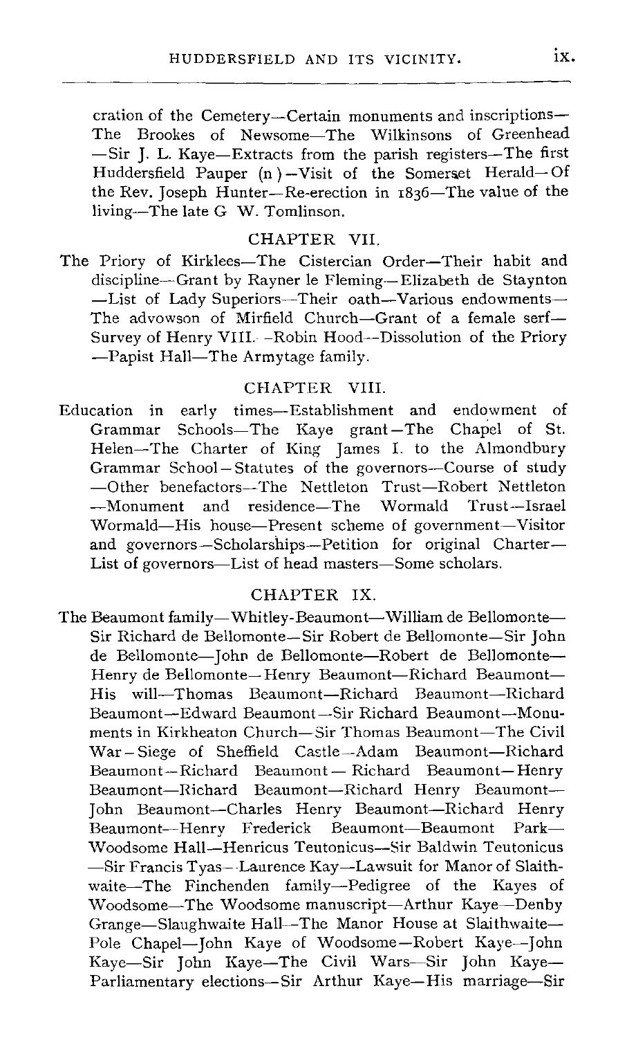cration of the Cemetery—Certain monuments and inscriptions—The Brookes of Newsome—The Wilkinsons of Greenhead—Sir J. L. Kaye—Extracts from the parish registers—The first Huddersfield Pauper (n)—Visit of the Somerset Herald—Of the Rev. Joseph Hunter—Re-erection in 1836—The value of the living—The late G W. Tomlinson.

## CHAPTER VII.

The Priory of Kirklees—The Cistercian Order—Their habit and discipline—Grant by Rayner le Fleming—Elizabeth de Staynton—List of Lady Superiors—Their oath—Various endowments—The advowson of Mirfield Church—Grant of a female serf—Survey of Henry VIII.—Robin Hood—Dissolution of the Priory—Papist Hall—The Armytage family.

## CHAPTER VIII.

Education in early times—Establishment and endowment of Grammar Schools—The Kaye grant—The Chapel of St. Helen—The Charter of King James I. to the Almondbury Grammar School—Statutes of the governors—Course of study—Other benefactors—The Nettleton Trust—Robert Nettleton—Monument and residence—The Wormald Trust—Israel Wormald—His house—Present scheme of government—Visitor and governors—Scholarships—Petition for original Charter—List of governors—List of head masters—Some scholars.

## CHAPTER IX.

The Beaumont family—Whitley-Beaumont—William de Bellomonte—Sir Richard de Bellomonte—Sir Robert de Bellomonte—Sir John de Bellomonte—John de Bellomonte—Robert de Bellomonte—Henry de Bellomonte—Henry Beaumont—Richard Beaumont—His will—Thomas Beaumont—Richard Beaumont—Richard Beaumont—Edward Beaumont—Sir Richard Beaumont—Monuments in Kirkheaton Church—Sir Thomas Beaumont—The Civil War—Siege of Sheffield Castle—Adam Beaumont—Richard Beaumont—Richard Beaumont — Richard Beaumont—Henry Beaumont—Richard Beaumont—Richard Henry Beaumont—John Beaumont—Charles Henry Beaumont—Richard Henry Beaumont—Henry Frederick Beaumont—Beaumont Park—Woodsome Hall—Henricus Teutonicus—Sir Baldwin Teutonicus—Sir Francis Tyas—Laurence Kay—Lawsuit for Manor of Slaithwaite—The Finchenden family—Pedigree of the Kayes of Woodsome—The Woodsome manuscript—Arthur Kaye—Denby Grange—Slaughwaite Hall—The Manor House at Slaithwaite—Pole Chapel—John Kaye of Woodsome—Robert Kaye—John Kaye—Sir John Kaye—The Civil Wars—Sir John Kaye—Parliamentary elections—Sir Arthur Kaye—His marriage—Sir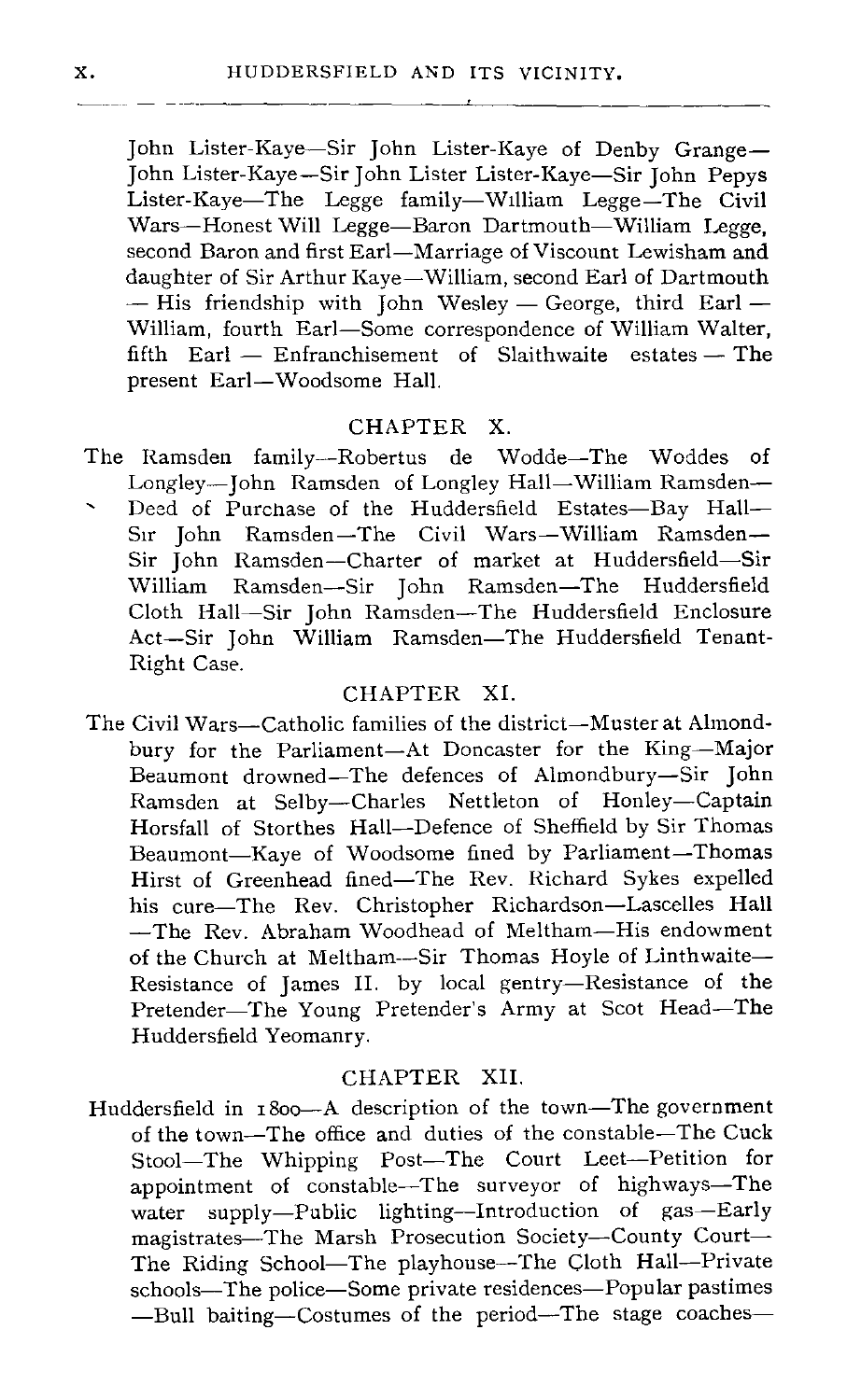John Lister-Kaye—Sir John Lister-Kaye of Denby Grange—John Lister-Kaye—Sir John Lister Lister-Kaye—Sir John Pepys Lister-Kaye—The Legge family—William Legge—The Civil Wars—Honest Will Legge—Baron Dartmouth—William Legge, second Baron and first Earl—Marriage of Viscount Lewisham and daughter of Sir Arthur Kaye—William, second Earl of Dartmouth—His friendship with John Wesley—George, third Earl—William, fourth Earl—Some correspondence of William Walter, fifth Earl—Enfranchisement of Slaithwaite estates—The present Earl—Woodsome Hall.

## CHAPTER X.

The Ramsden family—Robertus de Wodde—The Woddes of Longley—John Ramsden of Longley Hall—William Ramsden—Deed of Purchase of the Huddersfield Estates—Bay Hall—Sir John Ramsden—The Civil Wars—William Ramsden—Sir John Ramsden—Charter of market at Huddersfield—Sir William Ramsden—Sir John Ramsden—The Huddersfield Cloth Hall—Sir John Ramsden—The Huddersfield Enclosure Act—Sir John William Ramsden—The Huddersfield Tenant-Right Case.

## CHAPTER XI.

The Civil Wars—Catholic families of the district—Muster at Almondbury for the Parliament—At Doncaster for the King—Major Beaumont drowned—The defences of Almondbury—Sir John Ramsden at Selby—Charles Nettleton of Honley—Captain Horsfall of Storthes Hall—Defence of Sheffield by Sir Thomas Beaumont—Kaye of Woodsome fined by Parliament—Thomas Hirst of Greenhead fined—The Rev. Richard Sykes expelled his cure—The Rev. Christopher Richardson—Lascelles Hall—The Rev. Abraham Woodhead of Meltham—His endowment of the Church at Meltham—Sir Thomas Hoyle of Linthwaite—Resistance of James II. by local gentry—Resistance of the Pretender—The Young Pretender's Army at Scot Head—The Huddersfield Yeomanry.

## CHAPTER XII.

Huddersfield in 1800—A description of the town—The government of the town—The office and duties of the constable—The Cuck Stool—The Whipping Post—The Court Leet—Petition for appointment of constable—The surveyor of highways—The water supply—Public lighting—Introduction of gas—Early magistrates—The Marsh Prosecution Society—County Court—The Riding School—The playhouse—The Cloth Hall—Private schools—The police—Some private residences—Popular pastimes—Bull baiting—Costumes of the period—The stage coaches—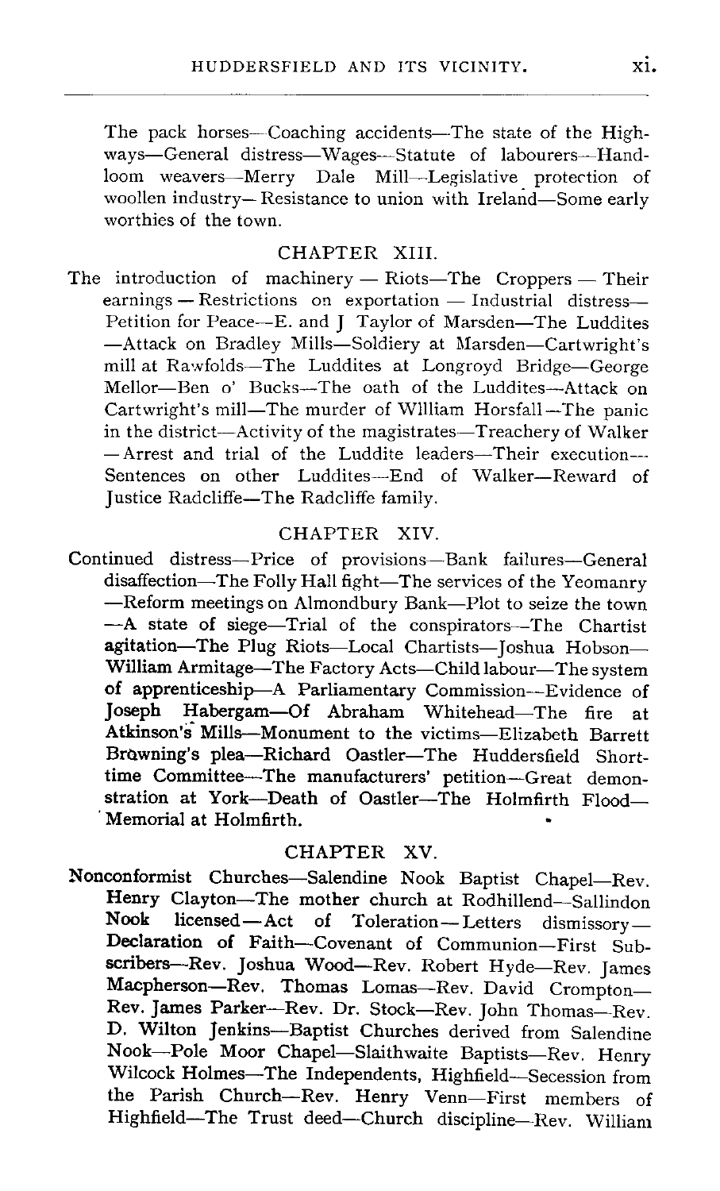The pack horses—Coaching accidents—The state of the Highways—General distress—Wages—Statute of labourers—Handloom weavers—Merry Dale Mill—Legislative protection of woollen industry—Resistance to union with Ireland—Some early worthies of the town.

## CHAPTER XIII.

The introduction of machinery — Riots—The Croppers — Their earnings — Restrictions on exportation — Industrial distress—Petition for Peace—E. and J Taylor of Marsden—The Luddites—Attack on Bradley Mills—Soldiery at Marsden—Cartwright's mill at Rawfolds—The Luddites at Longroyd Bridge—George Mellor—Ben o' Bucks—The oath of the Luddites—Attack on Cartwright's mill—The murder of William Horsfall—The panic in the district—Activity of the magistrates—Treachery of Walker—Arrest and trial of the Luddite leaders—Their execution—Sentences on other Luddites—End of Walker—Reward of Justice Radcliffe—The Radcliffe family.

## CHAPTER XIV.

Continued distress—Price of provisions—Bank failures—General disaffection—The Folly Hall fight—The services of the Yeomanry—Reform meetings on Almondbury Bank—Plot to seize the town—A state of siege—Trial of the conspirators—The Chartist agitation—The Plug Riots—Local Chartists—Joshua Hobson—William Armitage—The Factory Acts—Child labour—The system of apprenticeship—A Parliamentary Commission—Evidence of Joseph Habergam—Of Abraham Whitehead—The fire at Atkinson's Mills—Monument to the victims—Elizabeth Barrett Browning's plea—Richard Oastler—The Huddersfield Short-time Committee—The manufacturers' petition—Great demonstration at York—Death of Oastler—The Holmfirth Flood—Memorial at Holmfirth.

## CHAPTER XV.

Nonconformist Churches—Salendine Nook Baptist Chapel—Rev. Henry Clayton—The mother church at Rodhillend—Sallindon Nook licensed—Act of Toleration—Letters dismissory—Declaration of Faith—Covenant of Communion—First Subscribers—Rev. Joshua Wood—Rev. Robert Hyde—Rev. James Macpherson—Rev. Thomas Lomas—Rev. David Crompton—Rev. James Parker—Rev. Dr. Stock—Rev. John Thomas—Rev. D. Wilton Jenkins—Baptist Churches derived from Salendine Nook—Pole Moor Chapel—Slaithwaite Baptists—Rev. Henry Wilcock Holmes—The Independents, Highfield—Secession from the Parish Church—Rev. Henry Venn—First members of Highfield—The Trust deed—Church discipline—Rev. William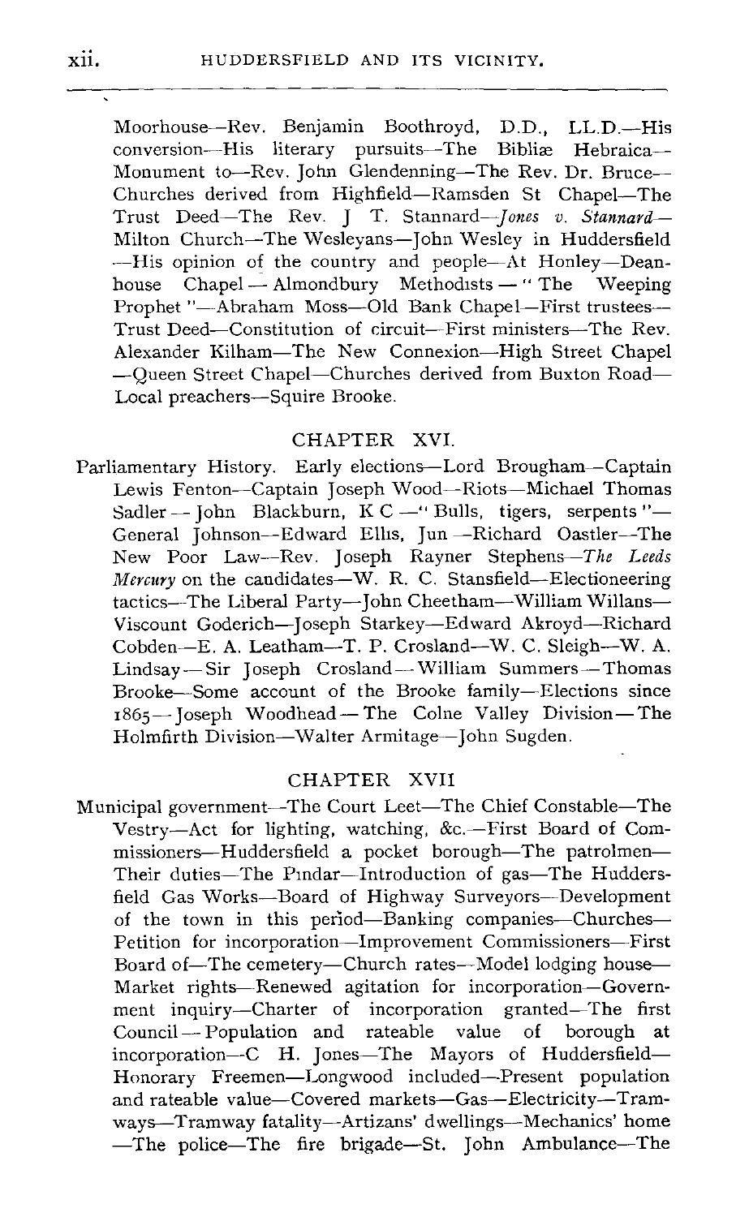Moorhouse—Rev. Benjamin Boothroyd, D.D., LL.D.—His conversion—His literary pursuits—The Bibliæ Hebraica—Monument to—Rev. John Glendenning—The Rev. Dr. Bruce—Churches derived from Highfield—Ramsden St Chapel—The Trust Deed—The Rev. J T. Stannard—*Jones v. Stannard*—Milton Church—The Wesleyans—John Wesley in Huddersfield—His opinion of the country and people—At Honley—Deanhouse Chapel—Almondbury Methodists—"The Weeping Prophet"—Abraham Moss—Old Bank Chapel—First trustees—Trust Deed—Constitution of circuit—First ministers—The Rev. Alexander Kilham—The New Connexion—High Street Chapel—Queen Street Chapel—Churches derived from Buxton Road—Local preachers—Squire Brooke.

## CHAPTER XVI.

Parliamentary History. Early elections—Lord Brougham—Captain Lewis Fenton—Captain Joseph Wood—Riots—Michael Thomas Sadler—John Blackburn, K C—"Bulls, tigers, serpents"—General Johnson—Edward Ellis, Jun—Richard Oastler—The New Poor Law—Rev. Joseph Rayner Stephens—*The Leeds Mercury* on the candidates—W. R. C. Stansfield—Electioneering tactics—The Liberal Party—John Cheetham—William Willans—Viscount Goderich—Joseph Starkey—Edward Akroyd—Richard Cobden—E. A. Leatham—T. P. Crosland—W. C. Sleigh—W. A. Lindsay—Sir Joseph Crosland—William Summers—Thomas Brooke—Some account of the Brooke family—Elections since 1865—Joseph Woodhead—The Colne Valley Division—The Holmfirth Division—Walter Armitage—John Sugden.

## CHAPTER XVII

Municipal government—The Court Leet—The Chief Constable—The Vestry—Act for lighting, watching, &c.—First Board of Commissioners—Huddersfield a pocket borough—The patrolmen—Their duties—The Pindar—Introduction of gas—The Huddersfield Gas Works—Board of Highway Surveyors—Development of the town in this period—Banking companies—Churches—Petition for incorporation—Improvement Commissioners—First Board of—The cemetery—Church rates—Model lodging house—Market rights—Renewed agitation for incorporation—Government inquiry—Charter of incorporation granted—The first Council—Population and rateable value of borough at incorporation—C H. Jones—The Mayors of Huddersfield—Honorary Freemen—Longwood included—Present population and rateable value—Covered markets—Gas—Electricity—Tramways—Tramway fatality—Artizans' dwellings—Mechanics' home—The police—The fire brigade—St. John Ambulance—The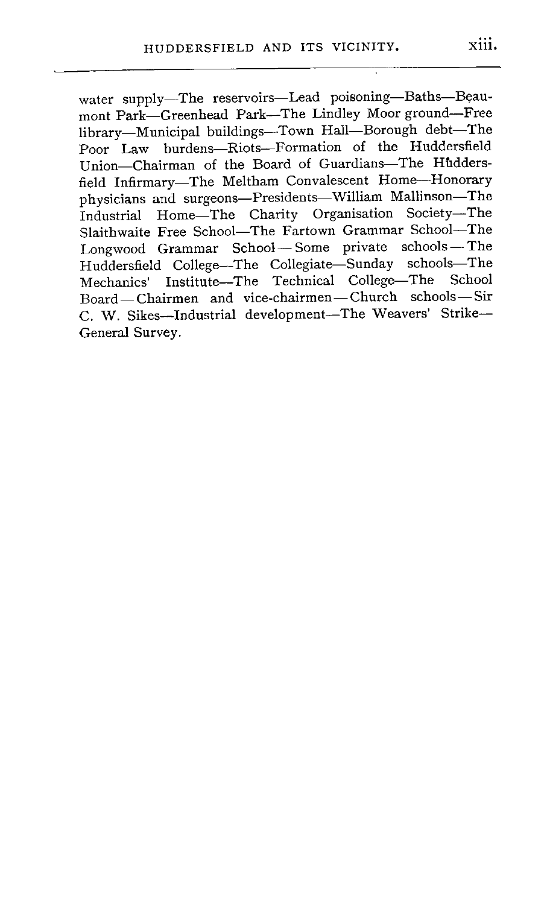water supply—The reservoirs—Lead poisoning—Baths—Beaumont Park—Greenhead Park—The Lindley Moor ground—Free library—Municipal buildings—Town Hall—Borough debt—The Poor Law burdens—Riots—Formation of the Huddersfield Union—Chairman of the Board of Guardians—The Huddersfield Infirmary—The Meltham Convalescent Home—Honorary physicians and surgeons—Presidents—William Mallinson—The Industrial Home—The Charity Organisation Society—The Slaithwaite Free School—The Fartown Grammar School—The Longwood Grammar School—Some private schools—The Huddersfield College—The Collegiate—Sunday schools—The Mechanics' Institute—The Technical College—The School Board—Chairmen and vice-chairmen—Church schools—Sir C. W. Sikes—Industrial development—The Weavers' Strike—General Survey.